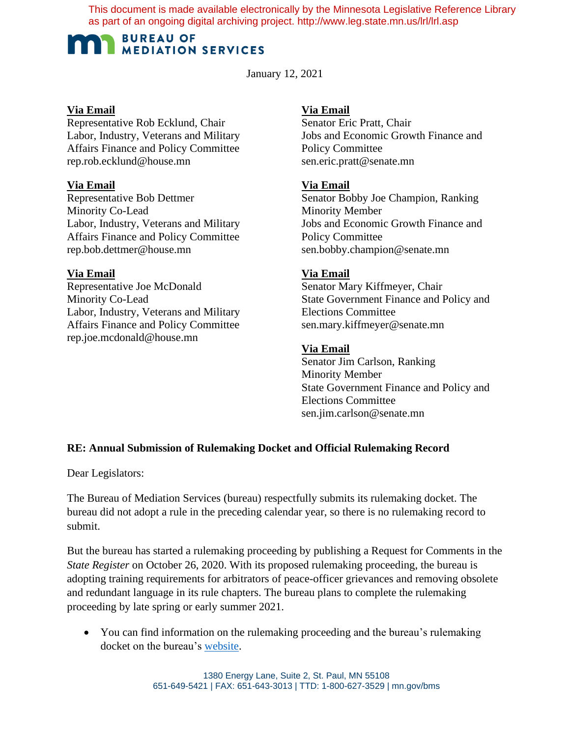This document is made available electronically by the Minnesota Legislative Reference Library as part of an ongoing digital archiving project. http://www.leg.state.mn.us/lrl/lrl.asp

**BUREAU OF MEDIATION SERVICES**

January 12, 2021

**Via Email**
Representative Rob Ecklund, Chair
Labor, Industry, Veterans and Military Affairs Finance and Policy Committee
rep.rob.ecklund@house.mn

**Via Email**
Representative Bob Dettmer
Minority Co-Lead
Labor, Industry, Veterans and Military Affairs Finance and Policy Committee
rep.bob.dettmer@house.mn

**Via Email**
Representative Joe McDonald
Minority Co-Lead
Labor, Industry, Veterans and Military Affairs Finance and Policy Committee
rep.joe.mcdonald@house.mn

**Via Email**
Senator Eric Pratt, Chair
Jobs and Economic Growth Finance and Policy Committee
sen.eric.pratt@senate.mn

**Via Email**
Senator Bobby Joe Champion, Ranking Minority Member
Jobs and Economic Growth Finance and Policy Committee
sen.bobby.champion@senate.mn

**Via Email**
Senator Mary Kiffmeyer, Chair
State Government Finance and Policy and Elections Committee
sen.mary.kiffmeyer@senate.mn

**Via Email**
Senator Jim Carlson, Ranking Minority Member
State Government Finance and Policy and Elections Committee
sen.jim.carlson@senate.mn

**RE: Annual Submission of Rulemaking Docket and Official Rulemaking Record**

Dear Legislators:

The Bureau of Mediation Services (bureau) respectfully submits its rulemaking docket. The bureau did not adopt a rule in the preceding calendar year, so there is no rulemaking record to submit.

But the bureau has started a rulemaking proceeding by publishing a Request for Comments in the *State Register* on October 26, 2020. With its proposed rulemaking proceeding, the bureau is adopting training requirements for arbitrators of peace-officer grievances and removing obsolete and redundant language in its rule chapters. The bureau plans to complete the rulemaking proceeding by late spring or early summer 2021.

- You can find information on the rulemaking proceeding and the bureau's rulemaking docket on the bureau's website.

1380 Energy Lane, Suite 2, St. Paul, MN 55108
651-649-5421 | FAX: 651-643-3013 | TTD: 1-800-627-3529 | mn.gov/bms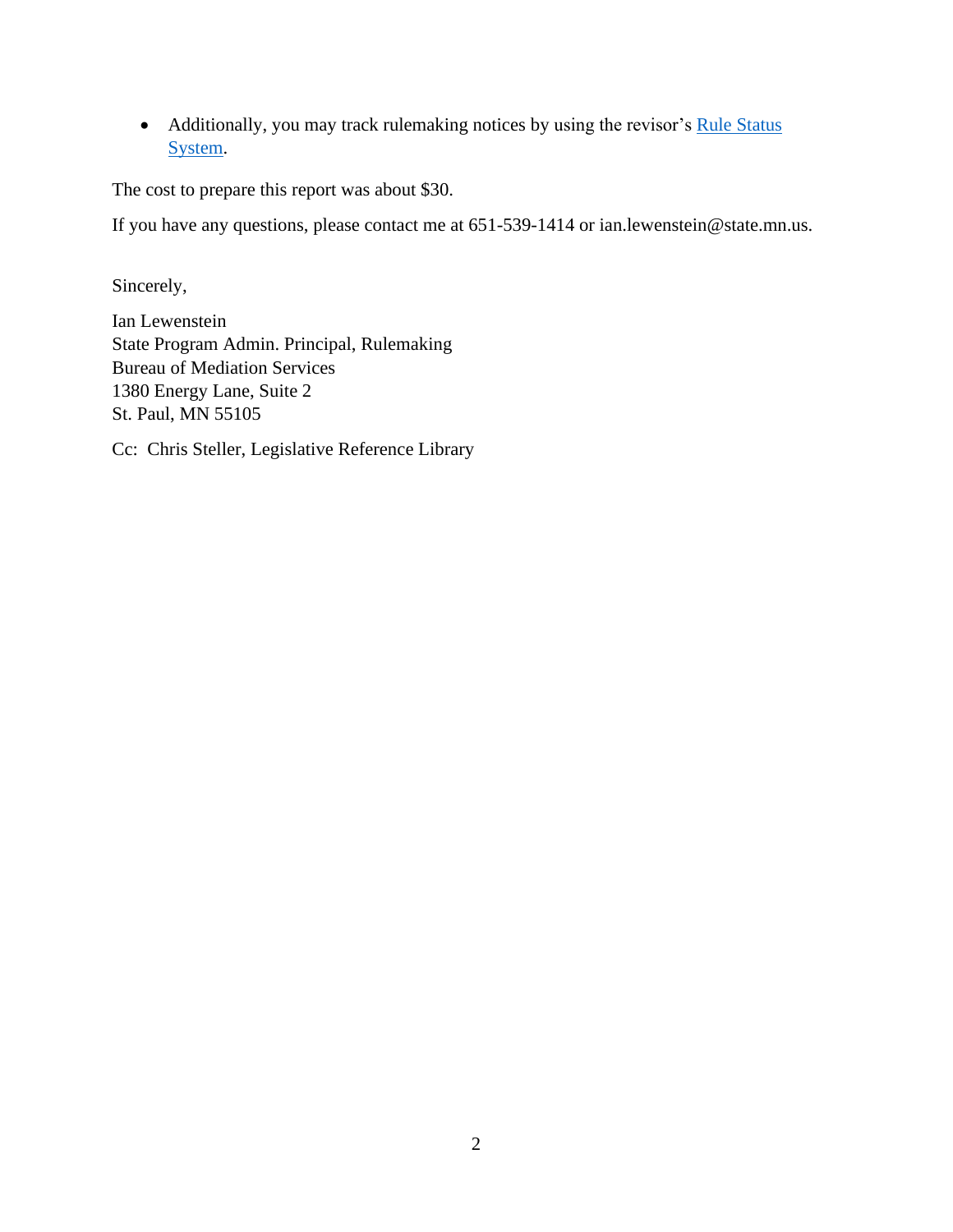- Additionally, you may track rulemaking notices by using the revisor's Rule Status System.

The cost to prepare this report was about $30.

If you have any questions, please contact me at 651-539-1414 or ian.lewenstein@state.mn.us.

Sincerely,

Ian Lewenstein
State Program Admin. Principal, Rulemaking
Bureau of Mediation Services
1380 Energy Lane, Suite 2
St. Paul, MN 55105

Cc: Chris Steller, Legislative Reference Library